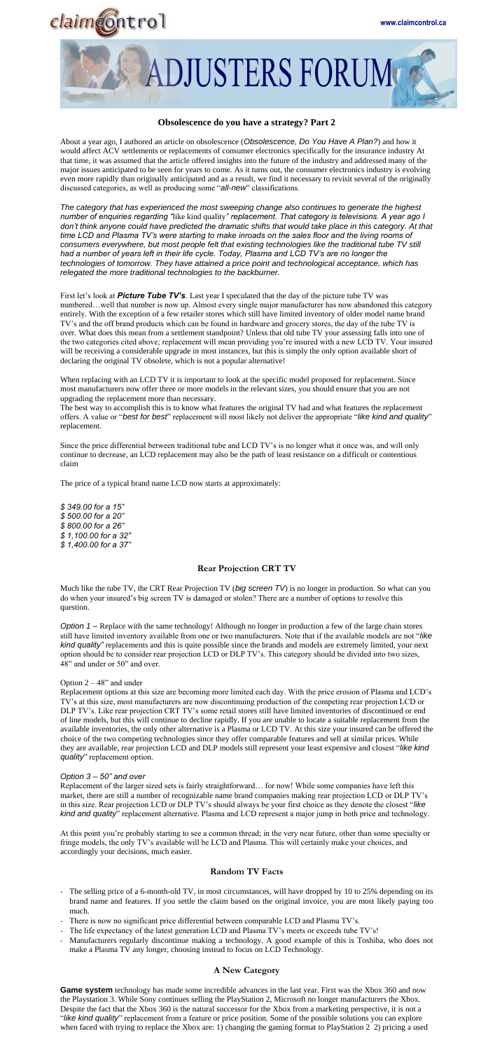# ADJUSTERS FORUM

## Obsolescence do you have a strategy? Part 2

About a year ago, I authored an article on obsolescence (*Obsolescence, Do You Have A Plan?*) and how it would affect ACV settlements or replacements of consumer electronics specifically for the insurance industry At that time, it was assumed that the article offered insights into the future of the industry and addressed many of the major issues anticipated to be seen for years to come. As it turns out, the consumer electronics industry is evolving even more rapidly than originally anticipated and as a result, we find it necessary to revisit several of the originally discussed categories, as well as producing some "*all-new*" classifications.

*The category that has experienced the most sweeping change also continues to generate the highest number of enquiries regarding "*like kind quality*" replacement. That category is televisions. A year ago I don't think anyone could have predicted the dramatic shifts that would take place in this category. At that time LCD and Plasma TV's were starting to make inroads on the sales floor and the living rooms of consumers everywhere, but most people felt that existing technologies like the traditional tube TV still had a number of years left in their life cycle. Today, Plasma and LCD TV's are no longer the technologies of tomorrow. They have attained a price point and technological acceptance, which has relegated the more traditional technologies to the backburner.*

First let's look at ***Picture Tube TV's***. Last year I speculated that the day of the picture tube TV was numbered…well that number is now up. Almost every single major manufacturer has now abandoned this category entirely. With the exception of a few retailer stores which still have limited inventory of older model name brand TV's and the off brand products which can be found in hardware and grocery stores, the day of the tube TV is over. What does this mean from a settlement standpoint? Unless that old tube TV your assessing falls into one of the two categories cited above; replacement will mean providing you're insured with a new LCD TV. Your insured will be receiving a considerable upgrade in most instances, but this is simply the only option available short of declaring the original TV obsolete, which is not a popular alternative!

When replacing with an LCD TV it is important to look at the specific model proposed for replacement. Since most manufacturers now offer three or more models in the relevant sizes, you should ensure that you are not upgrading the replacement more than necessary.
The best way to accomplish this is to know what features the original TV had and what features the replacement offers. A value or "*best for best*" replacement will most likely not deliver the appropriate "*like kind and quality*" replacement.

Since the price differential between traditional tube and LCD TV's is no longer what it once was, and will only continue to decrease, an LCD replacement may also be the path of least resistance on a difficult or contentious claim

The price of a typical brand name LCD now starts at approximately:

*$ 349.00 for a 15"*
*$ 500.00 for a 20"*
*$ 800.00 for a 26"*
*$ 1,100.00 for a 32"*
*$ 1,400.00 for a 37"*

### Rear Projection CRT TV

Much like the tube TV, the CRT Rear Projection TV (*big screen TV*) is no longer in production. So what can you do when your insured's big screen TV is damaged or stolen? There are a number of options to resolve this question.

*Option 1* – Replace with the same technology! Although no longer in production a few of the large chain stores still have limited inventory available from one or two manufacturers. Note that if the available models are not "*like kind quality*" replacements and this is quite possible since the brands and models are extremely limited, your next option should be to consider rear projection LCD or DLP TV's. This category should be divided into two sizes, 48" and under or 50" and over.

Option 2 – 48" and under
Replacement options at this size are becoming more limited each day. With the price erosion of Plasma and LCD's TV's at this size, most manufacturers are now discontinuing production of the competing rear projection LCD or DLP TV's. Like rear projection CRT TV's some retail stores still have limited inventories of discontinued or end of line models, but this will continue to decline rapidly. If you are unable to locate a suitable replacement from the available inventories, the only other alternative is a Plasma or LCD TV. At this size your insured can be offered the choice of the two competing technologies since they offer comparable features and sell at similar prices. While they are available, rear projection LCD and DLP models still represent your least expensive and closest "*like kind quality*" replacement option.

*Option 3 – 50" and over*
Replacement of the larger sized sets is fairly straightforward… for now! While some companies have left this market, there are still a number of recognizable name brand companies making rear projection LCD or DLP TV's in this size. Rear projection LCD or DLP TV's should always be your first choice as they denote the closest "*like kind and quality*" replacement alternative. Plasma and LCD represent a major jump in both price and technology.

At this point you're probably starting to see a common thread; in the very near future, other than some specialty or fringe models, the only TV's available will be LCD and Plasma. This will certainly make your choices, and accordingly your decisions, much easier.

### Random TV Facts

- The selling price of a 6-month-old TV, in most circumstances, will have dropped by 10 to 25% depending on its brand name and features. If you settle the claim based on the original invoice, you are most likely paying too much.
- There is now no significant price differential between comparable LCD and Plasma TV's.
- The life expectancy of the latest generation LCD and Plasma TV's meets or exceeds tube TV's!
- Manufacturers regularly discontinue making a technology. A good example of this is Toshiba, who does not make a Plasma TV any longer, choosing instead to focus on LCD Technology.

### A New Category

**Game system** technology has made some incredible advances in the last year. First was the Xbox 360 and now the Playstation 3. While Sony continues selling the PlayStation 2, Microsoft no longer manufacturers the Xbox. Despite the fact that the Xbox 360 is the natural successor for the Xbox from a marketing perspective, it is not a "*like kind quality*" replacement from a feature or price position. Some of the possible solutions you can explore when faced with trying to replace the Xbox are: 1) changing the gaming format to PlayStation 2 2) pricing a used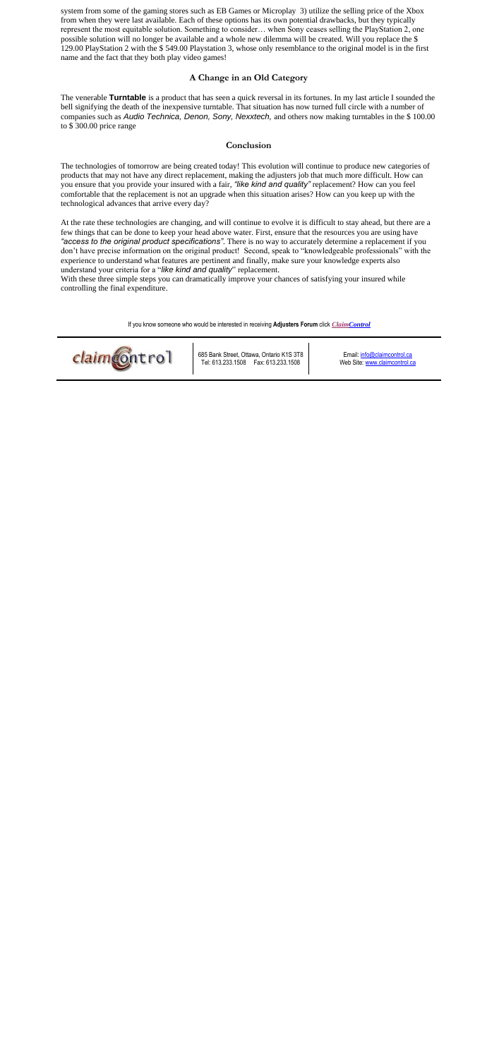system from some of the gaming stores such as EB Games or Microplay 3) utilize the selling price of the Xbox from when they were last available. Each of these options has its own potential drawbacks, but they typically represent the most equitable solution. Something to consider… when Sony ceases selling the PlayStation 2, one possible solution will no longer be available and a whole new dilemma will be created. Will you replace the $ 129.00 PlayStation 2 with the $ 549.00 Playstation 3, whose only resemblance to the original model is in the first name and the fact that they both play video games!

## A Change in an Old Category

The venerable **Turntable** is a product that has seen a quick reversal in its fortunes. In my last article I sounded the bell signifying the death of the inexpensive turntable. That situation has now turned full circle with a number of companies such as *Audio Technica, Denon, Sony, Nexxtech,* and others now making turntables in the $ 100.00 to $ 300.00 price range

## Conclusion

The technologies of tomorrow are being created today! This evolution will continue to produce new categories of products that may not have any direct replacement, making the adjusters job that much more difficult. How can you ensure that you provide your insured with a fair, *"like kind and quality"* replacement? How can you feel comfortable that the replacement is not an upgrade when this situation arises? How can you keep up with the technological advances that arrive every day?

At the rate these technologies are changing, and will continue to evolve it is difficult to stay ahead, but there are a few things that can be done to keep your head above water. First, ensure that the resources you are using have *"access to the original product specifications"*. There is no way to accurately determine a replacement if you don't have precise information on the original product! Second, speak to "knowledgeable professionals" with the experience to understand what features are pertinent and finally, make sure your knowledge experts also understand your criteria for a "*like kind and quality*" replacement.
With these three simple steps you can dramatically improve your chances of satisfying your insured while controlling the final expenditure.

If you know someone who would be interested in receiving **Adjusters Forum** click ***ClaimControl***

claimcontrol

685 Bank Street, Ottawa, Ontario K1S 3T8
Tel: 613.233.1508 Fax: 613.233.1508

Email: info@claimcontrol.ca
Web Site: www.claimcontrol.ca